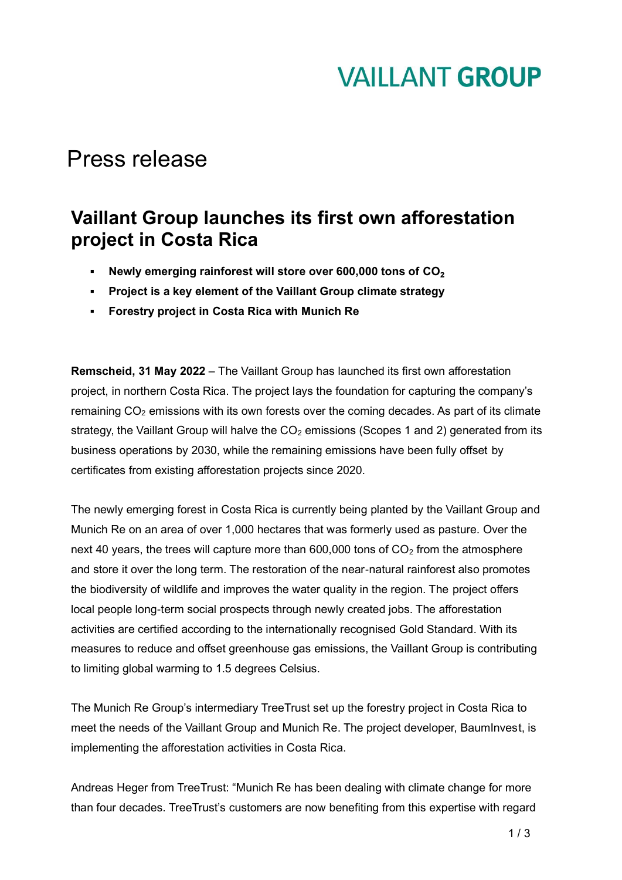VAILLANT GROUP

# Press release

## Vaillant Group launches its first own afforestation project in Costa Rica

- **Newly emerging rainforest will store over 600,000 tons of $CO_2$**
- **Project is a key element of the Vaillant Group climate strategy**
- **Forestry project in Costa Rica with Munich Re**

**Remscheid, 31 May 2022** – The Vaillant Group has launched its first own afforestation project, in northern Costa Rica. The project lays the foundation for capturing the company's remaining $CO_2$ emissions with its own forests over the coming decades. As part of its climate strategy, the Vaillant Group will halve the $CO_2$ emissions (Scopes 1 and 2) generated from its business operations by 2030, while the remaining emissions have been fully offset by certificates from existing afforestation projects since 2020.

The newly emerging forest in Costa Rica is currently being planted by the Vaillant Group and Munich Re on an area of over 1,000 hectares that was formerly used as pasture. Over the next 40 years, the trees will capture more than 600,000 tons of $CO_2$ from the atmosphere and store it over the long term. The restoration of the near-natural rainforest also promotes the biodiversity of wildlife and improves the water quality in the region. The project offers local people long-term social prospects through newly created jobs. The afforestation activities are certified according to the internationally recognised Gold Standard. With its measures to reduce and offset greenhouse gas emissions, the Vaillant Group is contributing to limiting global warming to 1.5 degrees Celsius.

The Munich Re Group's intermediary TreeTrust set up the forestry project in Costa Rica to meet the needs of the Vaillant Group and Munich Re. The project developer, BaumInvest, is implementing the afforestation activities in Costa Rica.

Andreas Heger from TreeTrust: "Munich Re has been dealing with climate change for more than four decades. TreeTrust's customers are now benefiting from this expertise with regard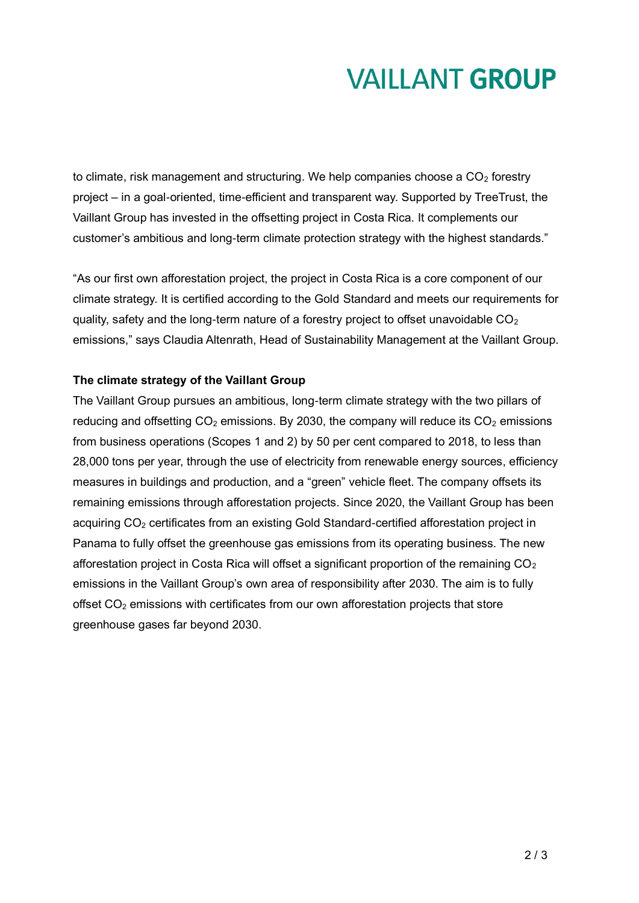to climate, risk management and structuring. We help companies choose a $CO_2$ forestry project – in a goal-oriented, time-efficient and transparent way. Supported by TreeTrust, the Vaillant Group has invested in the offsetting project in Costa Rica. It complements our customer's ambitious and long-term climate protection strategy with the highest standards."

"As our first own afforestation project, the project in Costa Rica is a core component of our climate strategy. It is certified according to the Gold Standard and meets our requirements for quality, safety and the long-term nature of a forestry project to offset unavoidable $CO_2$ emissions," says Claudia Altenrath, Head of Sustainability Management at the Vaillant Group.

**The climate strategy of the Vaillant Group**

The Vaillant Group pursues an ambitious, long-term climate strategy with the two pillars of reducing and offsetting $CO_2$ emissions. By 2030, the company will reduce its $CO_2$ emissions from business operations (Scopes 1 and 2) by 50 per cent compared to 2018, to less than 28,000 tons per year, through the use of electricity from renewable energy sources, efficiency measures in buildings and production, and a "green" vehicle fleet. The company offsets its remaining emissions through afforestation projects. Since 2020, the Vaillant Group has been acquiring $CO_2$ certificates from an existing Gold Standard-certified afforestation project in Panama to fully offset the greenhouse gas emissions from its operating business. The new afforestation project in Costa Rica will offset a significant proportion of the remaining $CO_2$ emissions in the Vaillant Group's own area of responsibility after 2030. The aim is to fully offset $CO_2$ emissions with certificates from our own afforestation projects that store greenhouse gases far beyond 2030.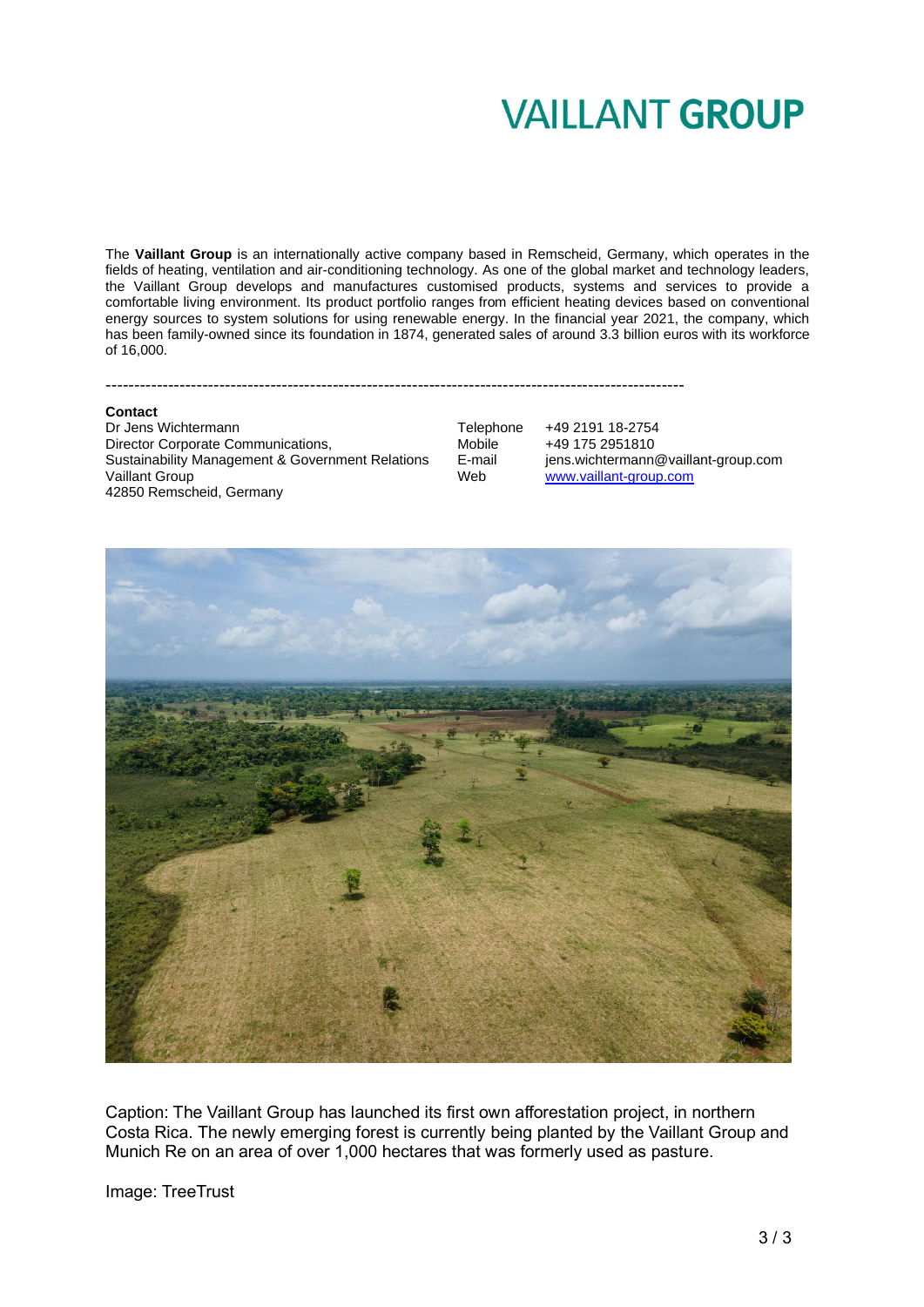# VAILLANT GROUP

The **Vaillant Group** is an internationally active company based in Remscheid, Germany, which operates in the fields of heating, ventilation and air-conditioning technology. As one of the global market and technology leaders, the Vaillant Group develops and manufactures customised products, systems and services to provide a comfortable living environment. Its product portfolio ranges from efficient heating devices based on conventional energy sources to system solutions for using renewable energy. In the financial year 2021, the company, which has been family-owned since its foundation in 1874, generated sales of around 3.3 billion euros with its workforce of 16,000.

---

**Contact**

Dr Jens Wichtermann
Director Corporate Communications,
Sustainability Management & Government Relations
Vaillant Group
42850 Remscheid, Germany

Telephone +49 2191 18-2754
Mobile +49 175 2951810
E-mail jens.wichtermann@vaillant-group.com
Web www.vaillant-group.com

Caption: The Vaillant Group has launched its first own afforestation project, in northern Costa Rica. The newly emerging forest is currently being planted by the Vaillant Group and Munich Re on an area of over 1,000 hectares that was formerly used as pasture.

Image: TreeTrust